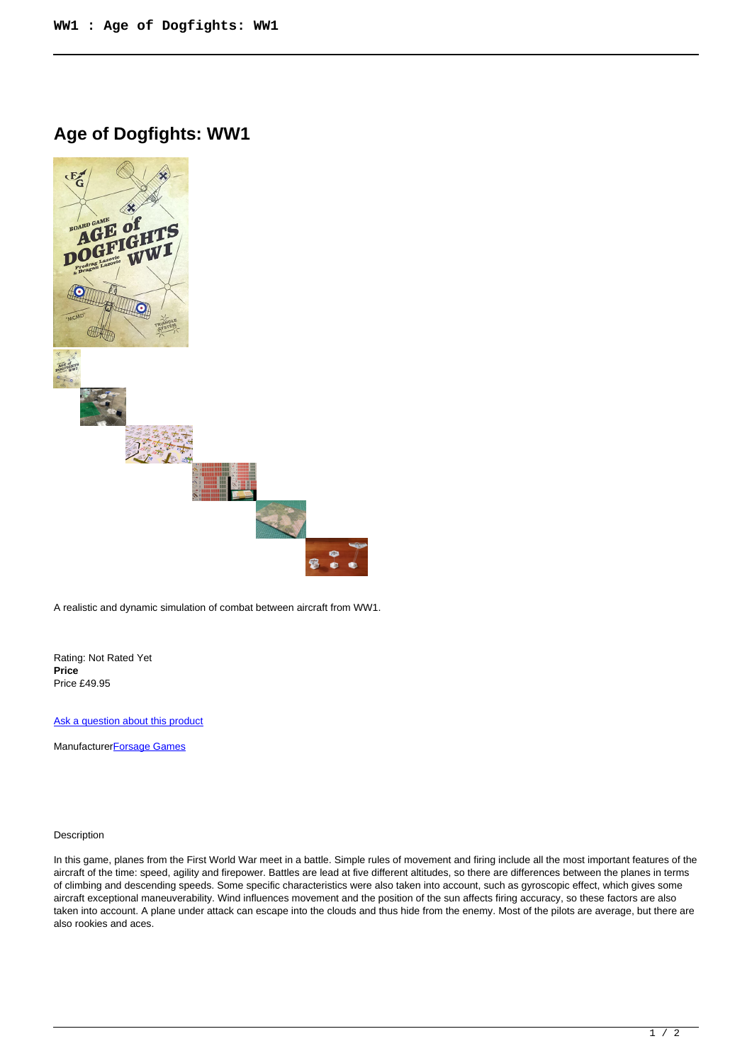# Age of Dogfights: WW1

A realistic and dynamic simulation of combat between aircraft from WW1.

Rating: Not Rated Yet
**Price**
Price £49.95

[Ask a question about this product]

Manufacturer[Forsage Games]

Description

In this game, planes from the First World War meet in a battle. Simple rules of movement and firing include all the most important features of the aircraft of the time: speed, agility and firepower. Battles are lead at five different altitudes, so there are differences between the planes in terms of climbing and descending speeds. Some specific characteristics were also taken into account, such as gyroscopic effect, which gives some aircraft exceptional maneuverability. Wind influences movement and the position of the sun affects firing accuracy, so these factors are also taken into account. A plane under attack can escape into the clouds and thus hide from the enemy. Most of the pilots are average, but there are also rookies and aces.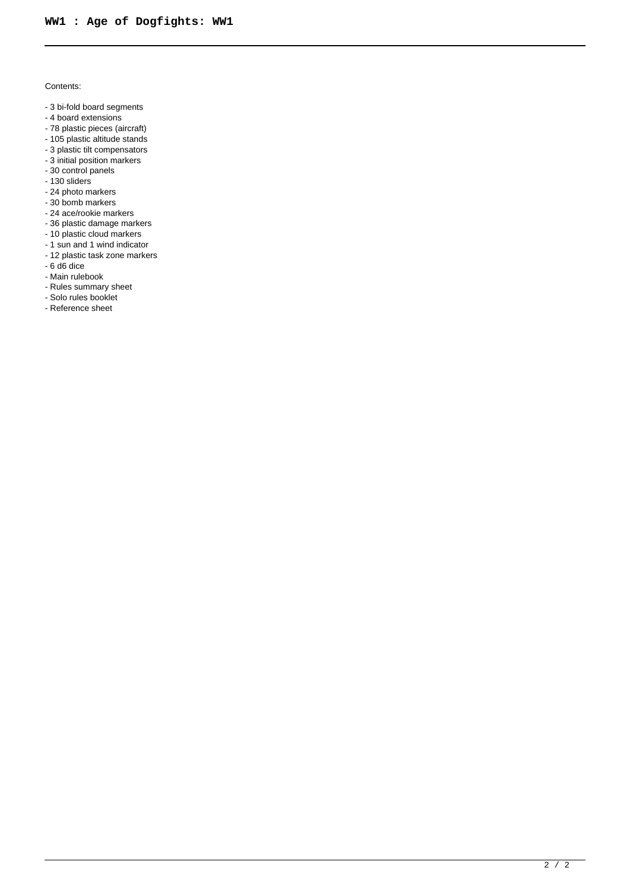Contents:

- 3 bi-fold board segments
- 4 board extensions
- 78 plastic pieces (aircraft)
- 105 plastic altitude stands
- 3 plastic tilt compensators
- 3 initial position markers
- 30 control panels
- 130 sliders
- 24 photo markers
- 30 bomb markers
- 24 ace/rookie markers
- 36 plastic damage markers
- 10 plastic cloud markers
- 1 sun and 1 wind indicator
- 12 plastic task zone markers
- 6 d6 dice
- Main rulebook
- Rules summary sheet
- Solo rules booklet
- Reference sheet